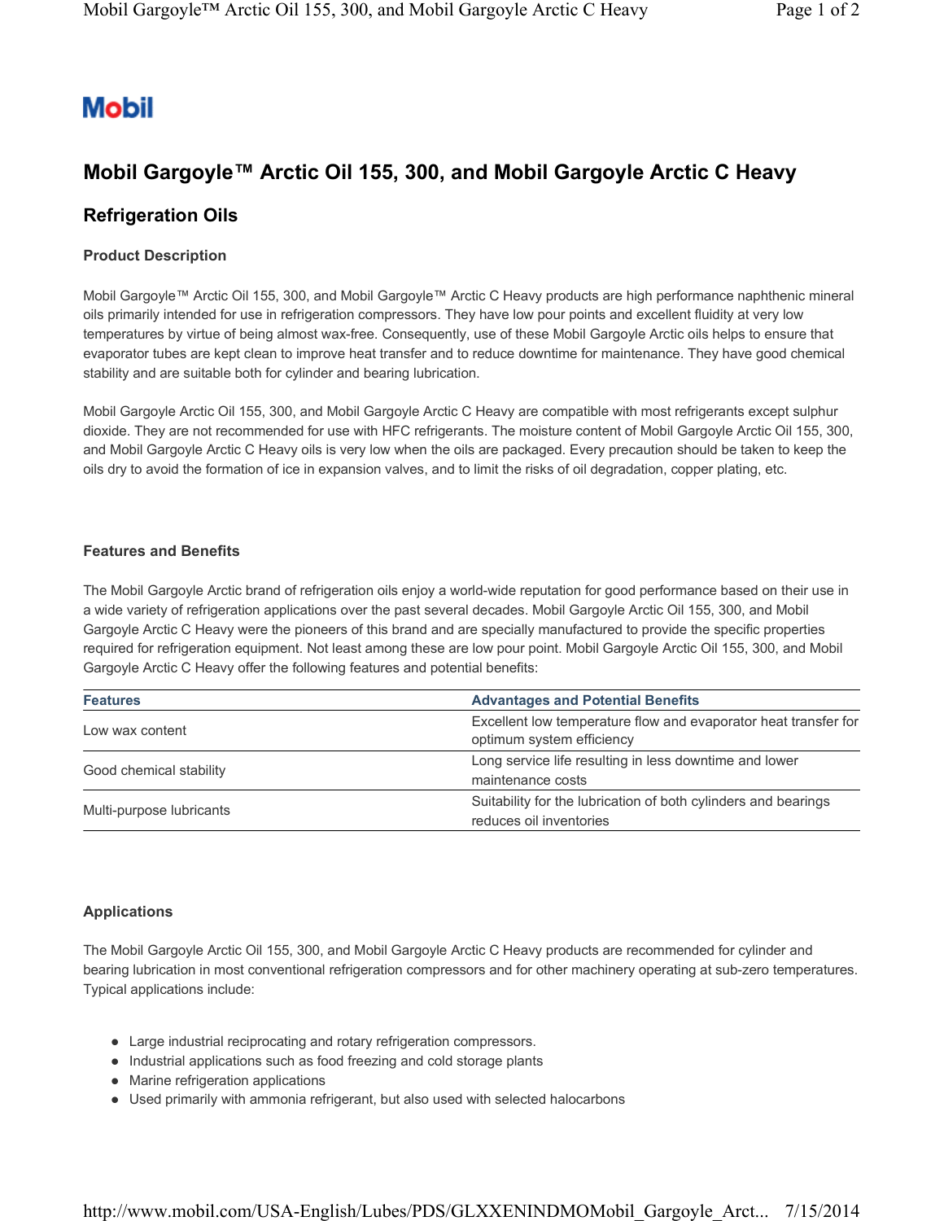Mobil

# Mobil Gargoyle™ Arctic Oil 155, 300, and Mobil Gargoyle Arctic C Heavy

## Refrigeration Oils

### Product Description

Mobil Gargoyle™ Arctic Oil 155, 300, and Mobil Gargoyle™ Arctic C Heavy products are high performance naphthenic mineral oils primarily intended for use in refrigeration compressors. They have low pour points and excellent fluidity at very low temperatures by virtue of being almost wax-free. Consequently, use of these Mobil Gargoyle Arctic oils helps to ensure that evaporator tubes are kept clean to improve heat transfer and to reduce downtime for maintenance. They have good chemical stability and are suitable both for cylinder and bearing lubrication.

Mobil Gargoyle Arctic Oil 155, 300, and Mobil Gargoyle Arctic C Heavy are compatible with most refrigerants except sulphur dioxide. They are not recommended for use with HFC refrigerants. The moisture content of Mobil Gargoyle Arctic Oil 155, 300, and Mobil Gargoyle Arctic C Heavy oils is very low when the oils are packaged. Every precaution should be taken to keep the oils dry to avoid the formation of ice in expansion valves, and to limit the risks of oil degradation, copper plating, etc.

### Features and Benefits

The Mobil Gargoyle Arctic brand of refrigeration oils enjoy a world-wide reputation for good performance based on their use in a wide variety of refrigeration applications over the past several decades. Mobil Gargoyle Arctic Oil 155, 300, and Mobil Gargoyle Arctic C Heavy were the pioneers of this brand and are specially manufactured to provide the specific properties required for refrigeration equipment. Not least among these are low pour point. Mobil Gargoyle Arctic Oil 155, 300, and Mobil Gargoyle Arctic C Heavy offer the following features and potential benefits:

| Features | Advantages and Potential Benefits |
|---|---|
| Low wax content | Excellent low temperature flow and evaporator heat transfer for optimum system efficiency |
| Good chemical stability | Long service life resulting in less downtime and lower maintenance costs |
| Multi-purpose lubricants | Suitability for the lubrication of both cylinders and bearings reduces oil inventories |

### Applications

The Mobil Gargoyle Arctic Oil 155, 300, and Mobil Gargoyle Arctic C Heavy products are recommended for cylinder and bearing lubrication in most conventional refrigeration compressors and for other machinery operating at sub-zero temperatures. Typical applications include:

- Large industrial reciprocating and rotary refrigeration compressors.
- Industrial applications such as food freezing and cold storage plants
- Marine refrigeration applications
- Used primarily with ammonia refrigerant, but also used with selected halocarbons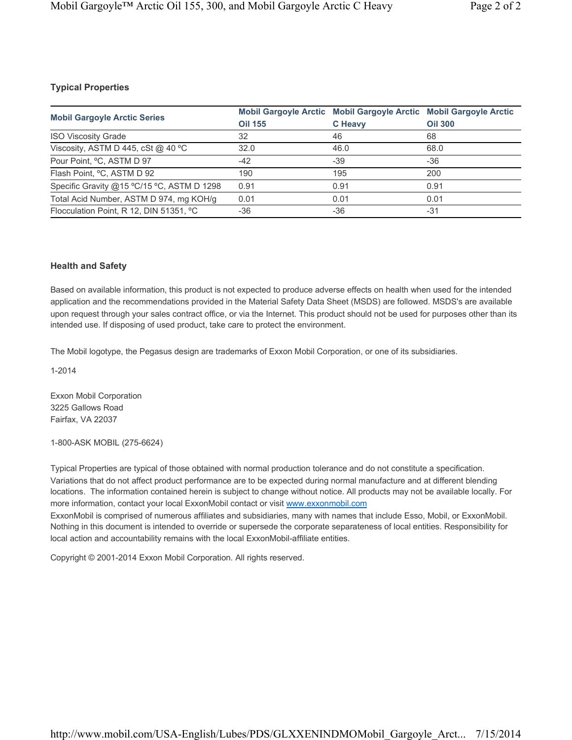### Typical Properties

| Mobil Gargoyle Arctic Series | Mobil Gargoyle Arctic Oil 155 | Mobil Gargoyle Arctic C Heavy | Mobil Gargoyle Arctic Oil 300 |
|---|---|---|---|
| ISO Viscosity Grade | 32 | 46 | 68 |
| Viscosity, ASTM D 445, cSt @ 40 ºC | 32.0 | 46.0 | 68.0 |
| Pour Point, ºC, ASTM D 97 | -42 | -39 | -36 |
| Flash Point, ºC, ASTM D 92 | 190 | 195 | 200 |
| Specific Gravity @15 ºC/15 ºC, ASTM D 1298 | 0.91 | 0.91 | 0.91 |
| Total Acid Number, ASTM D 974, mg KOH/g | 0.01 | 0.01 | 0.01 |
| Flocculation Point, R 12, DIN 51351, ºC | -36 | -36 | -31 |

### Health and Safety

Based on available information, this product is not expected to produce adverse effects on health when used for the intended application and the recommendations provided in the Material Safety Data Sheet (MSDS) are followed. MSDS's are available upon request through your sales contract office, or via the Internet. This product should not be used for purposes other than its intended use. If disposing of used product, take care to protect the environment.

The Mobil logotype, the Pegasus design are trademarks of Exxon Mobil Corporation, or one of its subsidiaries.

1-2014

Exxon Mobil Corporation
3225 Gallows Road
Fairfax, VA 22037

1-800-ASK MOBIL (275-6624)

Typical Properties are typical of those obtained with normal production tolerance and do not constitute a specification. Variations that do not affect product performance are to be expected during normal manufacture and at different blending locations. The information contained herein is subject to change without notice. All products may not be available locally. For more information, contact your local ExxonMobil contact or visit www.exxonmobil.com
ExxonMobil is comprised of numerous affiliates and subsidiaries, many with names that include Esso, Mobil, or ExxonMobil. Nothing in this document is intended to override or supersede the corporate separateness of local entities. Responsibility for local action and accountability remains with the local ExxonMobil-affiliate entities.

Copyright © 2001-2014 Exxon Mobil Corporation. All rights reserved.